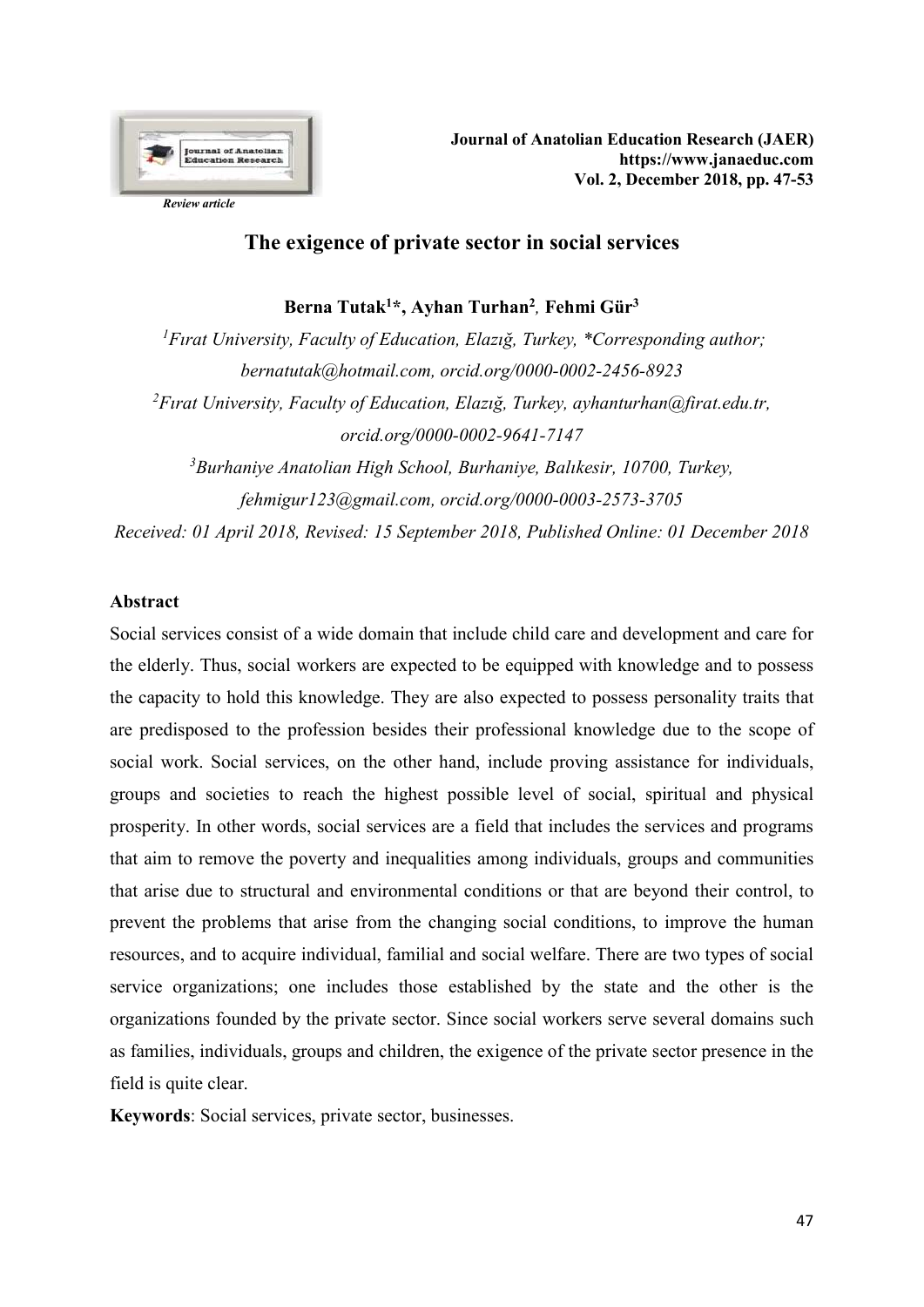*Review article*

# The exigence of private sector in social services

**Berna Tutak[1]\*, Ayhan Turhan[2], Fehmi Gür[3]**

*[1]Fırat University, Faculty of Education, Elazığ, Turkey, \*Corresponding author; bernatutak@hotmail.com, orcid.org/0000-0002-2456-8923*

*[2]Fırat University, Faculty of Education, Elazığ, Turkey, ayhanturhan@firat.edu.tr, orcid.org/0000-0002-9641-7147*

*[3]Burhaniye Anatolian High School, Burhaniye, Balıkesir, 10700, Turkey, fehmigur123@gmail.com, orcid.org/0000-0003-2573-3705*

*Received: 01 April 2018, Revised: 15 September 2018, Published Online: 01 December 2018*

## Abstract

Social services consist of a wide domain that include child care and development and care for the elderly. Thus, social workers are expected to be equipped with knowledge and to possess the capacity to hold this knowledge. They are also expected to possess personality traits that are predisposed to the profession besides their professional knowledge due to the scope of social work. Social services, on the other hand, include proving assistance for individuals, groups and societies to reach the highest possible level of social, spiritual and physical prosperity. In other words, social services are a field that includes the services and programs that aim to remove the poverty and inequalities among individuals, groups and communities that arise due to structural and environmental conditions or that are beyond their control, to prevent the problems that arise from the changing social conditions, to improve the human resources, and to acquire individual, familial and social welfare. There are two types of social service organizations; one includes those established by the state and the other is the organizations founded by the private sector. Since social workers serve several domains such as families, individuals, groups and children, the exigence of the private sector presence in the field is quite clear.

**Keywords**: Social services, private sector, businesses.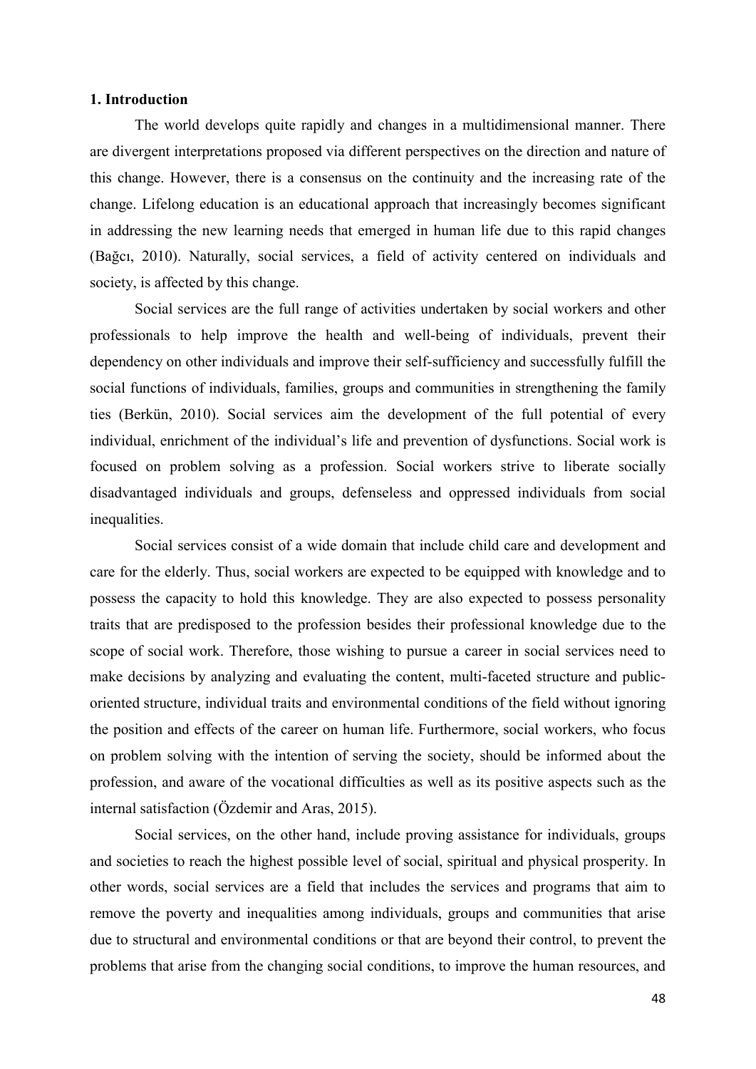## 1. Introduction

The world develops quite rapidly and changes in a multidimensional manner. There are divergent interpretations proposed via different perspectives on the direction and nature of this change. However, there is a consensus on the continuity and the increasing rate of the change. Lifelong education is an educational approach that increasingly becomes significant in addressing the new learning needs that emerged in human life due to this rapid changes (Bağcı, 2010). Naturally, social services, a field of activity centered on individuals and society, is affected by this change.

Social services are the full range of activities undertaken by social workers and other professionals to help improve the health and well-being of individuals, prevent their dependency on other individuals and improve their self-sufficiency and successfully fulfill the social functions of individuals, families, groups and communities in strengthening the family ties (Berkün, 2010). Social services aim the development of the full potential of every individual, enrichment of the individual's life and prevention of dysfunctions. Social work is focused on problem solving as a profession. Social workers strive to liberate socially disadvantaged individuals and groups, defenseless and oppressed individuals from social inequalities.

Social services consist of a wide domain that include child care and development and care for the elderly. Thus, social workers are expected to be equipped with knowledge and to possess the capacity to hold this knowledge. They are also expected to possess personality traits that are predisposed to the profession besides their professional knowledge due to the scope of social work. Therefore, those wishing to pursue a career in social services need to make decisions by analyzing and evaluating the content, multi-faceted structure and public-oriented structure, individual traits and environmental conditions of the field without ignoring the position and effects of the career on human life. Furthermore, social workers, who focus on problem solving with the intention of serving the society, should be informed about the profession, and aware of the vocational difficulties as well as its positive aspects such as the internal satisfaction (Özdemir and Aras, 2015).

Social services, on the other hand, include proving assistance for individuals, groups and societies to reach the highest possible level of social, spiritual and physical prosperity. In other words, social services are a field that includes the services and programs that aim to remove the poverty and inequalities among individuals, groups and communities that arise due to structural and environmental conditions or that are beyond their control, to prevent the problems that arise from the changing social conditions, to improve the human resources, and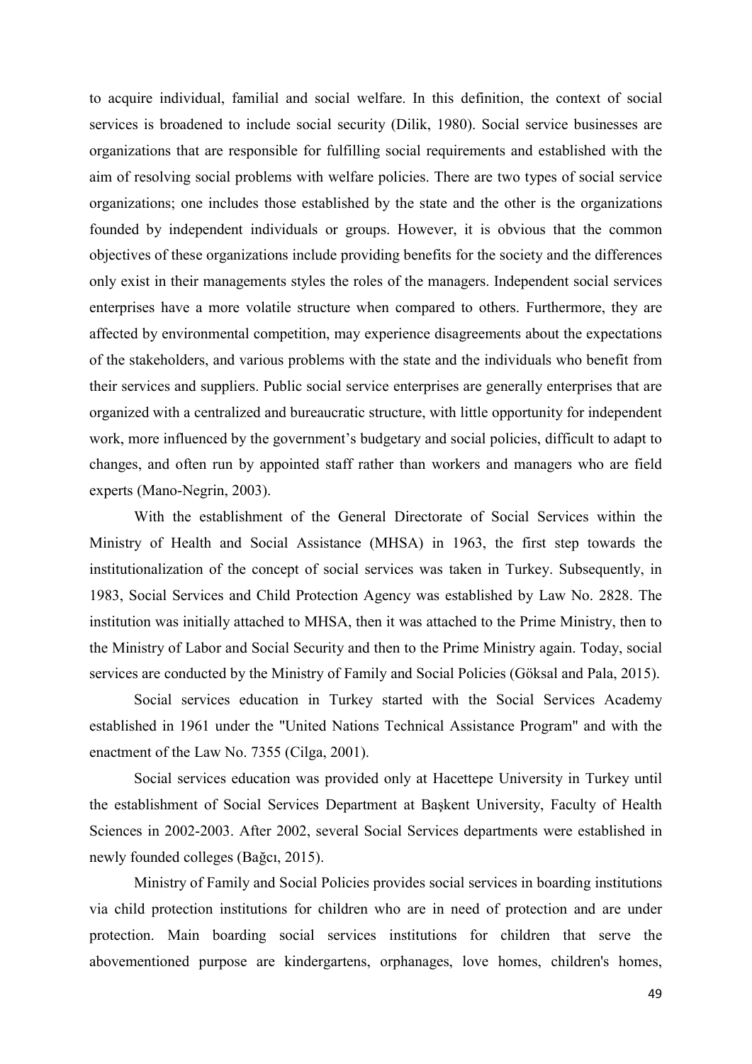to acquire individual, familial and social welfare. In this definition, the context of social services is broadened to include social security (Dilik, 1980). Social service businesses are organizations that are responsible for fulfilling social requirements and established with the aim of resolving social problems with welfare policies. There are two types of social service organizations; one includes those established by the state and the other is the organizations founded by independent individuals or groups. However, it is obvious that the common objectives of these organizations include providing benefits for the society and the differences only exist in their managements styles the roles of the managers. Independent social services enterprises have a more volatile structure when compared to others. Furthermore, they are affected by environmental competition, may experience disagreements about the expectations of the stakeholders, and various problems with the state and the individuals who benefit from their services and suppliers. Public social service enterprises are generally enterprises that are organized with a centralized and bureaucratic structure, with little opportunity for independent work, more influenced by the government's budgetary and social policies, difficult to adapt to changes, and often run by appointed staff rather than workers and managers who are field experts (Mano-Negrin, 2003).

With the establishment of the General Directorate of Social Services within the Ministry of Health and Social Assistance (MHSA) in 1963, the first step towards the institutionalization of the concept of social services was taken in Turkey. Subsequently, in 1983, Social Services and Child Protection Agency was established by Law No. 2828. The institution was initially attached to MHSA, then it was attached to the Prime Ministry, then to the Ministry of Labor and Social Security and then to the Prime Ministry again. Today, social services are conducted by the Ministry of Family and Social Policies (Göksal and Pala, 2015).

Social services education in Turkey started with the Social Services Academy established in 1961 under the "United Nations Technical Assistance Program" and with the enactment of the Law No. 7355 (Cilga, 2001).

Social services education was provided only at Hacettepe University in Turkey until the establishment of Social Services Department at Başkent University, Faculty of Health Sciences in 2002-2003. After 2002, several Social Services departments were established in newly founded colleges (Bağcı, 2015).

Ministry of Family and Social Policies provides social services in boarding institutions via child protection institutions for children who are in need of protection and are under protection. Main boarding social services institutions for children that serve the abovementioned purpose are kindergartens, orphanages, love homes, children's homes,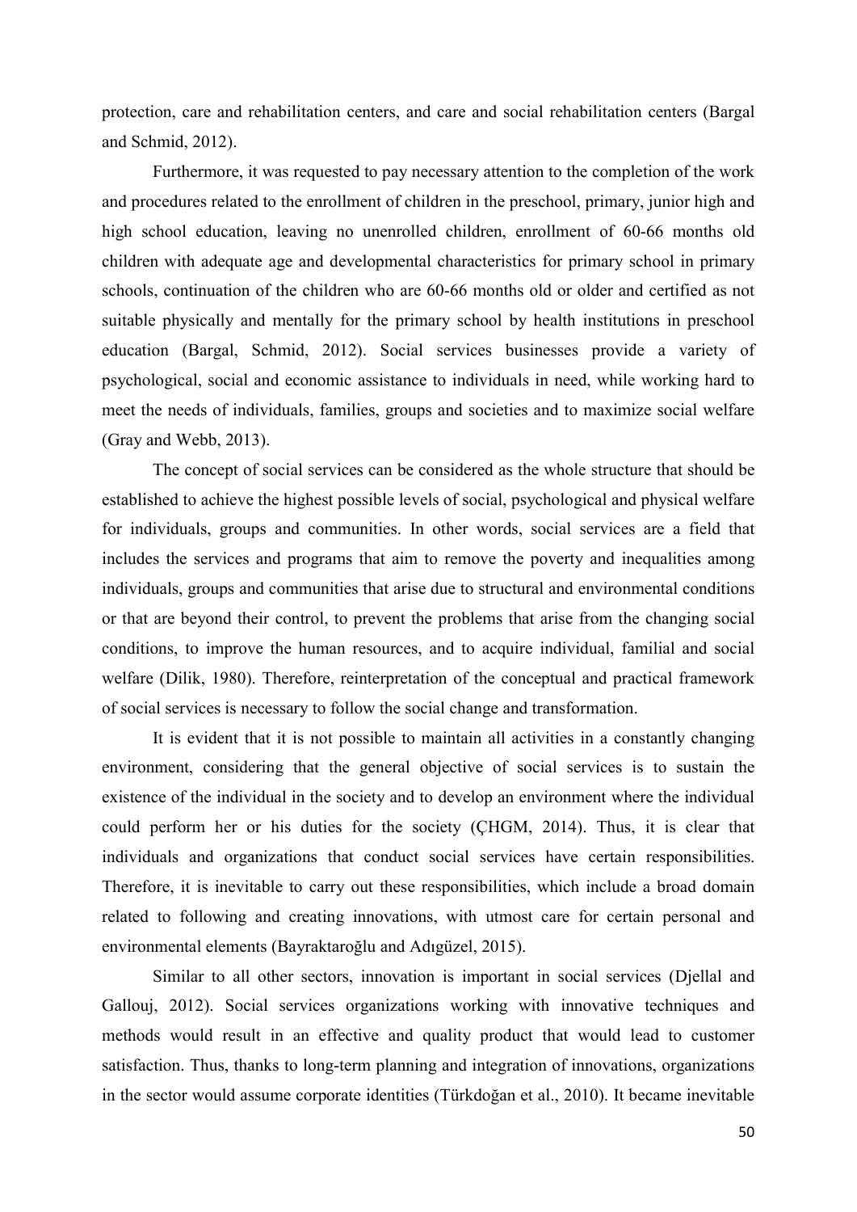protection, care and rehabilitation centers, and care and social rehabilitation centers (Bargal and Schmid, 2012).

Furthermore, it was requested to pay necessary attention to the completion of the work and procedures related to the enrollment of children in the preschool, primary, junior high and high school education, leaving no unenrolled children, enrollment of 60-66 months old children with adequate age and developmental characteristics for primary school in primary schools, continuation of the children who are 60-66 months old or older and certified as not suitable physically and mentally for the primary school by health institutions in preschool education (Bargal, Schmid, 2012). Social services businesses provide a variety of psychological, social and economic assistance to individuals in need, while working hard to meet the needs of individuals, families, groups and societies and to maximize social welfare (Gray and Webb, 2013).

The concept of social services can be considered as the whole structure that should be established to achieve the highest possible levels of social, psychological and physical welfare for individuals, groups and communities. In other words, social services are a field that includes the services and programs that aim to remove the poverty and inequalities among individuals, groups and communities that arise due to structural and environmental conditions or that are beyond their control, to prevent the problems that arise from the changing social conditions, to improve the human resources, and to acquire individual, familial and social welfare (Dilik, 1980). Therefore, reinterpretation of the conceptual and practical framework of social services is necessary to follow the social change and transformation.

It is evident that it is not possible to maintain all activities in a constantly changing environment, considering that the general objective of social services is to sustain the existence of the individual in the society and to develop an environment where the individual could perform her or his duties for the society (ÇHGM, 2014). Thus, it is clear that individuals and organizations that conduct social services have certain responsibilities. Therefore, it is inevitable to carry out these responsibilities, which include a broad domain related to following and creating innovations, with utmost care for certain personal and environmental elements (Bayraktaroğlu and Adıgüzel, 2015).

Similar to all other sectors, innovation is important in social services (Djellal and Gallouj, 2012). Social services organizations working with innovative techniques and methods would result in an effective and quality product that would lead to customer satisfaction. Thus, thanks to long-term planning and integration of innovations, organizations in the sector would assume corporate identities (Türkdoğan et al., 2010). It became inevitable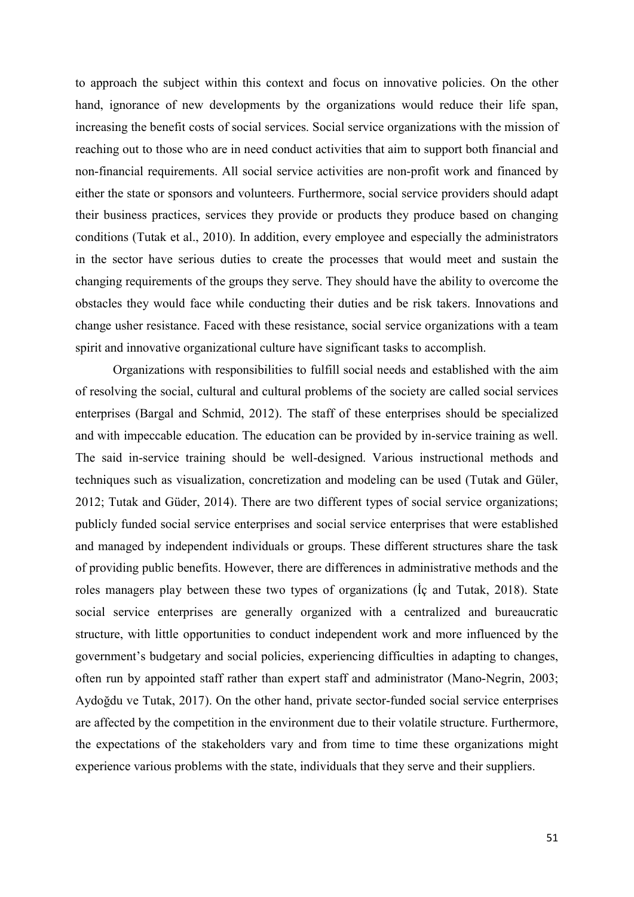to approach the subject within this context and focus on innovative policies. On the other hand, ignorance of new developments by the organizations would reduce their life span, increasing the benefit costs of social services. Social service organizations with the mission of reaching out to those who are in need conduct activities that aim to support both financial and non-financial requirements. All social service activities are non-profit work and financed by either the state or sponsors and volunteers. Furthermore, social service providers should adapt their business practices, services they provide or products they produce based on changing conditions (Tutak et al., 2010). In addition, every employee and especially the administrators in the sector have serious duties to create the processes that would meet and sustain the changing requirements of the groups they serve. They should have the ability to overcome the obstacles they would face while conducting their duties and be risk takers. Innovations and change usher resistance. Faced with these resistance, social service organizations with a team spirit and innovative organizational culture have significant tasks to accomplish.

Organizations with responsibilities to fulfill social needs and established with the aim of resolving the social, cultural and cultural problems of the society are called social services enterprises (Bargal and Schmid, 2012). The staff of these enterprises should be specialized and with impeccable education. The education can be provided by in-service training as well. The said in-service training should be well-designed. Various instructional methods and techniques such as visualization, concretization and modeling can be used (Tutak and Güler, 2012; Tutak and Güder, 2014). There are two different types of social service organizations; publicly funded social service enterprises and social service enterprises that were established and managed by independent individuals or groups. These different structures share the task of providing public benefits. However, there are differences in administrative methods and the roles managers play between these two types of organizations (İç and Tutak, 2018). State social service enterprises are generally organized with a centralized and bureaucratic structure, with little opportunities to conduct independent work and more influenced by the government's budgetary and social policies, experiencing difficulties in adapting to changes, often run by appointed staff rather than expert staff and administrator (Mano-Negrin, 2003; Aydoğdu ve Tutak, 2017). On the other hand, private sector-funded social service enterprises are affected by the competition in the environment due to their volatile structure. Furthermore, the expectations of the stakeholders vary and from time to time these organizations might experience various problems with the state, individuals that they serve and their suppliers.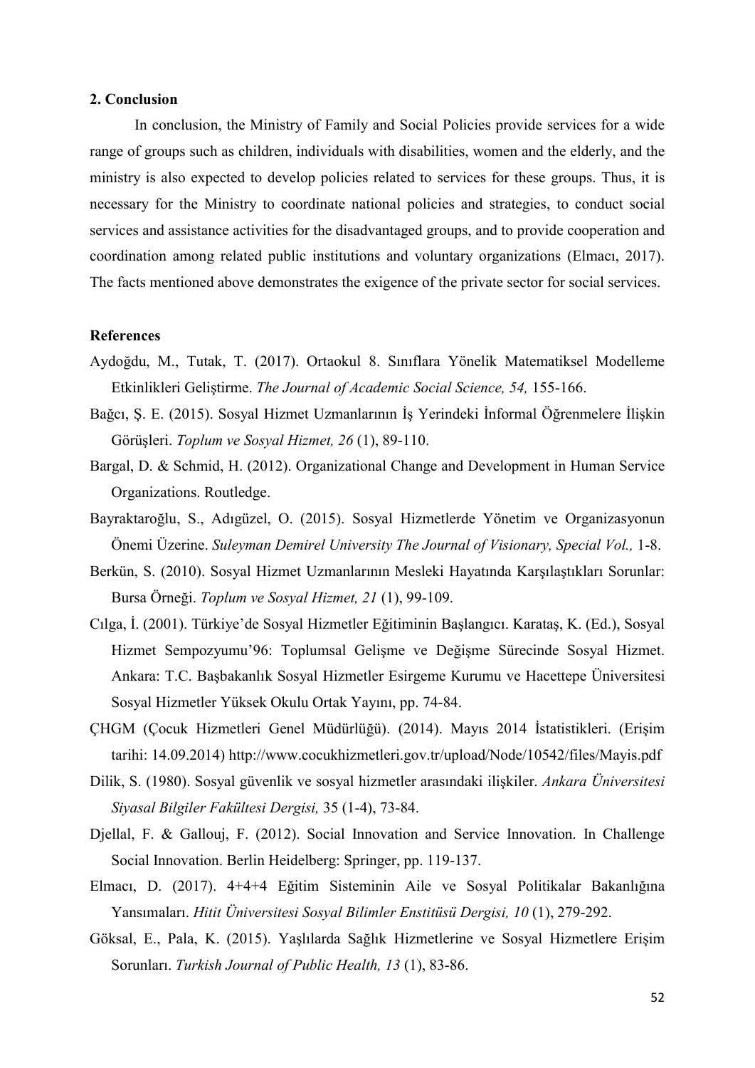## 2. Conclusion

In conclusion, the Ministry of Family and Social Policies provide services for a wide range of groups such as children, individuals with disabilities, women and the elderly, and the ministry is also expected to develop policies related to services for these groups. Thus, it is necessary for the Ministry to coordinate national policies and strategies, to conduct social services and assistance activities for the disadvantaged groups, and to provide cooperation and coordination among related public institutions and voluntary organizations (Elmacı, 2017). The facts mentioned above demonstrates the exigence of the private sector for social services.

## References

Aydoğdu, M., Tutak, T. (2017). Ortaokul 8. Sınıflara Yönelik Matematiksel Modelleme Etkinlikleri Geliştirme. *The Journal of Academic Social Science, 54,* 155-166.

Bağcı, Ş. E. (2015). Sosyal Hizmet Uzmanlarının İş Yerindeki İnformal Öğrenmelere İlişkin Görüşleri. *Toplum ve Sosyal Hizmet, 26* (1), 89-110.

Bargal, D. & Schmid, H. (2012). Organizational Change and Development in Human Service Organizations. Routledge.

Bayraktaroğlu, S., Adıgüzel, O. (2015). Sosyal Hizmetlerde Yönetim ve Organizasyonun Önemi Üzerine. *Suleyman Demirel University The Journal of Visionary, Special Vol.,* 1-8.

Berkün, S. (2010). Sosyal Hizmet Uzmanlarının Mesleki Hayatında Karşılaştıkları Sorunlar: Bursa Örneği. *Toplum ve Sosyal Hizmet, 21* (1), 99-109.

Cılga, İ. (2001). Türkiye'de Sosyal Hizmetler Eğitiminin Başlangıcı. Karataş, K. (Ed.), Sosyal Hizmet Sempozyumu'96: Toplumsal Gelişme ve Değişme Sürecinde Sosyal Hizmet. Ankara: T.C. Başbakanlık Sosyal Hizmetler Esirgeme Kurumu ve Hacettepe Üniversitesi Sosyal Hizmetler Yüksek Okulu Ortak Yayını, pp. 74-84.

ÇHGM (Çocuk Hizmetleri Genel Müdürlüğü). (2014). Mayıs 2014 İstatistikleri. (Erişim tarihi: 14.09.2014) http://www.cocukhizmetleri.gov.tr/upload/Node/10542/files/Mayis.pdf

Dilik, S. (1980). Sosyal güvenlik ve sosyal hizmetler arasındaki ilişkiler. *Ankara Üniversitesi Siyasal Bilgiler Fakültesi Dergisi,* 35 (1-4), 73-84.

Djellal, F. & Gallouj, F. (2012). Social Innovation and Service Innovation. In Challenge Social Innovation. Berlin Heidelberg: Springer, pp. 119-137.

Elmacı, D. (2017). 4+4+4 Eğitim Sisteminin Aile ve Sosyal Politikalar Bakanlığına Yansımaları. *Hitit Üniversitesi Sosyal Bilimler Enstitüsü Dergisi, 10* (1), 279-292.

Göksal, E., Pala, K. (2015). Yaşlılarda Sağlık Hizmetlerine ve Sosyal Hizmetlere Erişim Sorunları. *Turkish Journal of Public Health, 13* (1), 83-86.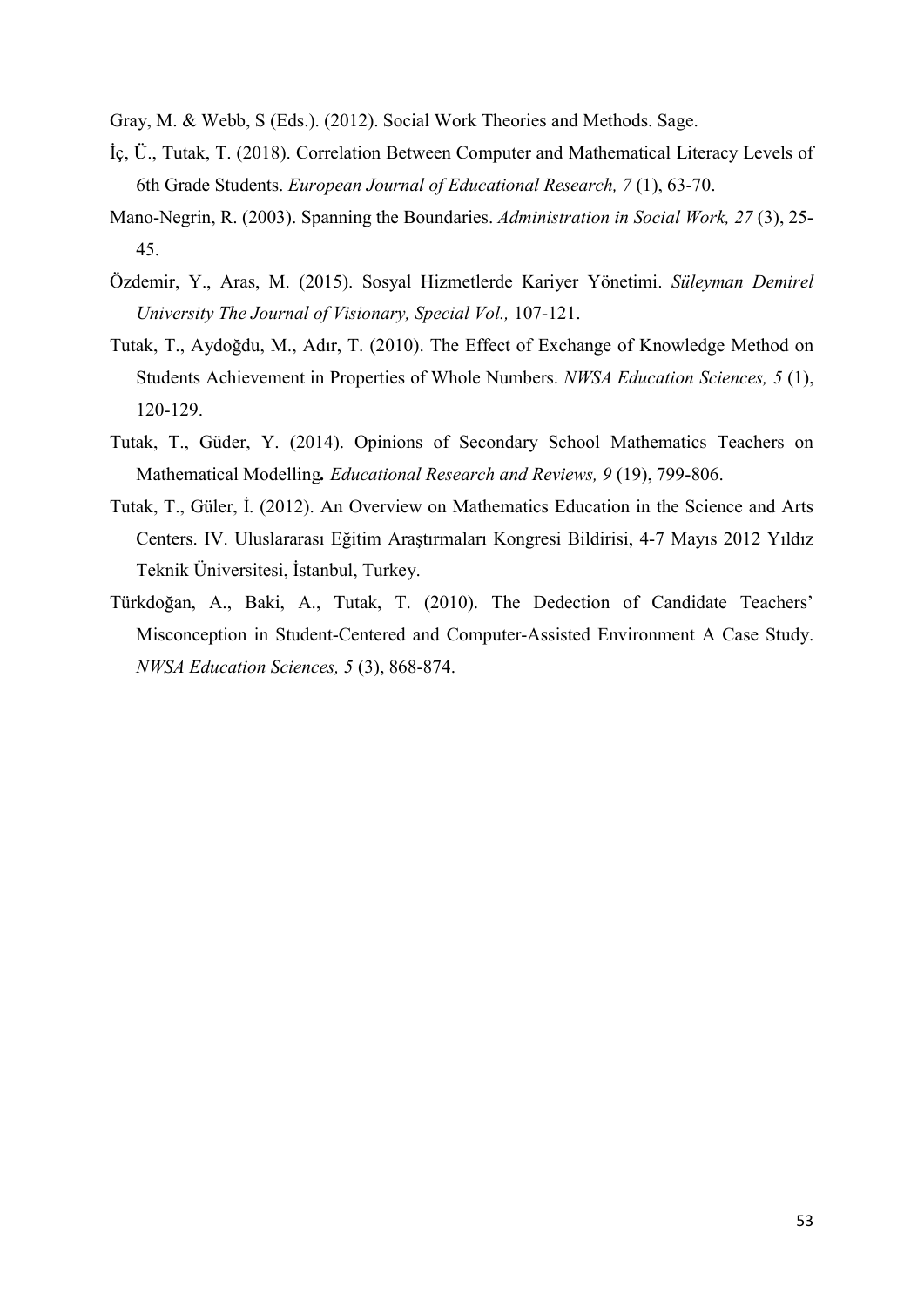Gray, M. & Webb, S (Eds.). (2012). Social Work Theories and Methods. Sage.

İç, Ü., Tutak, T. (2018). Correlation Between Computer and Mathematical Literacy Levels of 6th Grade Students. *European Journal of Educational Research, 7* (1), 63-70.

Mano-Negrin, R. (2003). Spanning the Boundaries. *Administration in Social Work, 27* (3), 25-45.

Özdemir, Y., Aras, M. (2015). Sosyal Hizmetlerde Kariyer Yönetimi. *Süleyman Demirel University The Journal of Visionary, Special Vol.,* 107-121.

Tutak, T., Aydoğdu, M., Adır, T. (2010). The Effect of Exchange of Knowledge Method on Students Achievement in Properties of Whole Numbers. *NWSA Education Sciences, 5* (1), 120-129.

Tutak, T., Güder, Y. (2014). Opinions of Secondary School Mathematics Teachers on Mathematical Modelling*. Educational Research and Reviews, 9* (19), 799-806.

Tutak, T., Güler, İ. (2012). An Overview on Mathematics Education in the Science and Arts Centers. IV. Uluslararası Eğitim Araştırmaları Kongresi Bildirisi, 4-7 Mayıs 2012 Yıldız Teknik Üniversitesi, İstanbul, Turkey.

Türkdoğan, A., Baki, A., Tutak, T. (2010). The Dedection of Candidate Teachers' Misconception in Student-Centered and Computer-Assisted Environment A Case Study. *NWSA Education Sciences, 5* (3), 868-874.